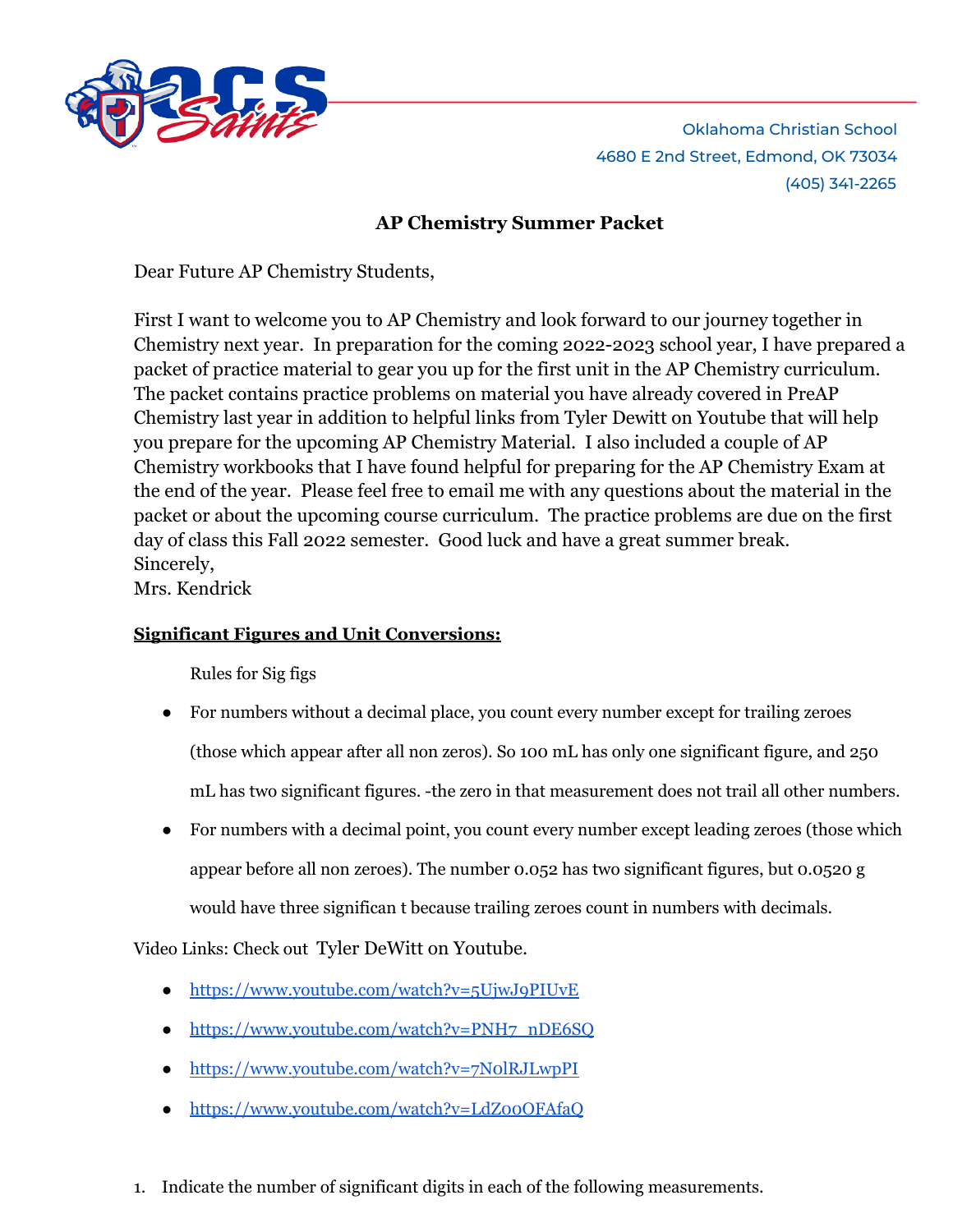Oklahoma Christian School
4680 E 2nd Street, Edmond, OK 73034
(405) 341-2265

# AP Chemistry Summer Packet

Dear Future AP Chemistry Students,

First I want to welcome you to AP Chemistry and look forward to our journey together in Chemistry next year. In preparation for the coming 2022-2023 school year, I have prepared a packet of practice material to gear you up for the first unit in the AP Chemistry curriculum. The packet contains practice problems on material you have already covered in PreAP Chemistry last year in addition to helpful links from Tyler Dewitt on Youtube that will help you prepare for the upcoming AP Chemistry Material. I also included a couple of AP Chemistry workbooks that I have found helpful for preparing for the AP Chemistry Exam at the end of the year. Please feel free to email me with any questions about the material in the packet or about the upcoming course curriculum. The practice problems are due on the first day of class this Fall 2022 semester. Good luck and have a great summer break.
Sincerely,
Mrs. Kendrick

**Significant Figures and Unit Conversions:**

Rules for Sig figs

- For numbers without a decimal place, you count every number except for trailing zeroes (those which appear after all non zeros). So 100 mL has only one significant figure, and 250 mL has two significant figures. -the zero in that measurement does not trail all other numbers.
- For numbers with a decimal point, you count every number except leading zeroes (those which appear before all non zeroes). The number 0.052 has two significant figures, but 0.0520 g would have three significan t because trailing zeroes count in numbers with decimals.

Video Links: Check out Tyler DeWitt on Youtube.

- https://www.youtube.com/watch?v=5UjwJ9PIUvE
- https://www.youtube.com/watch?v=PNH7_nDE6SQ
- https://www.youtube.com/watch?v=7N0lRJLwpPI
- https://www.youtube.com/watch?v=LdZ0oOFAfaQ

1. Indicate the number of significant digits in each of the following measurements.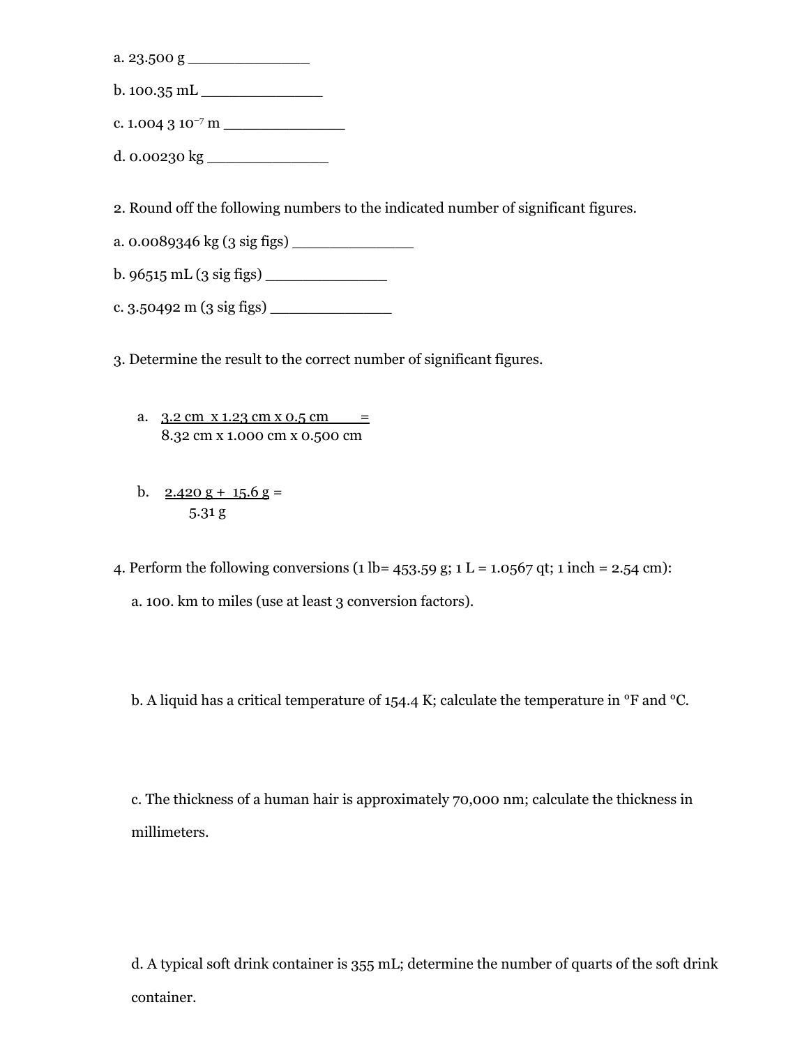a. 23.500 g _______________

b. 100.35 mL _______________

c. $1.004 \; 3 \; 10^{-7}$ m _______________

d. 0.00230 kg _______________

2. Round off the following numbers to the indicated number of significant figures.

a. 0.0089346 kg (3 sig figs) _______________

b. 96515 mL (3 sig figs) _______________

c. 3.50492 m (3 sig figs) _______________

3. Determine the result to the correct number of significant figures.

a. $\dfrac{3.2 \text{ cm} \times 1.23 \text{ cm} \times 0.5 \text{ cm}}{8.32 \text{ cm} \times 1.000 \text{ cm} \times 0.500 \text{ cm}} =$

b. $\dfrac{2.420 \text{ g} + 15.6 \text{ g}}{5.31 \text{ g}} =$

4. Perform the following conversions (1 lb= 453.59 g; 1 L = 1.0567 qt; 1 inch = 2.54 cm):

a. 100. km to miles (use at least 3 conversion factors).

b. A liquid has a critical temperature of 154.4 K; calculate the temperature in °F and °C.

c. The thickness of a human hair is approximately 70,000 nm; calculate the thickness in millimeters.

d. A typical soft drink container is 355 mL; determine the number of quarts of the soft drink container.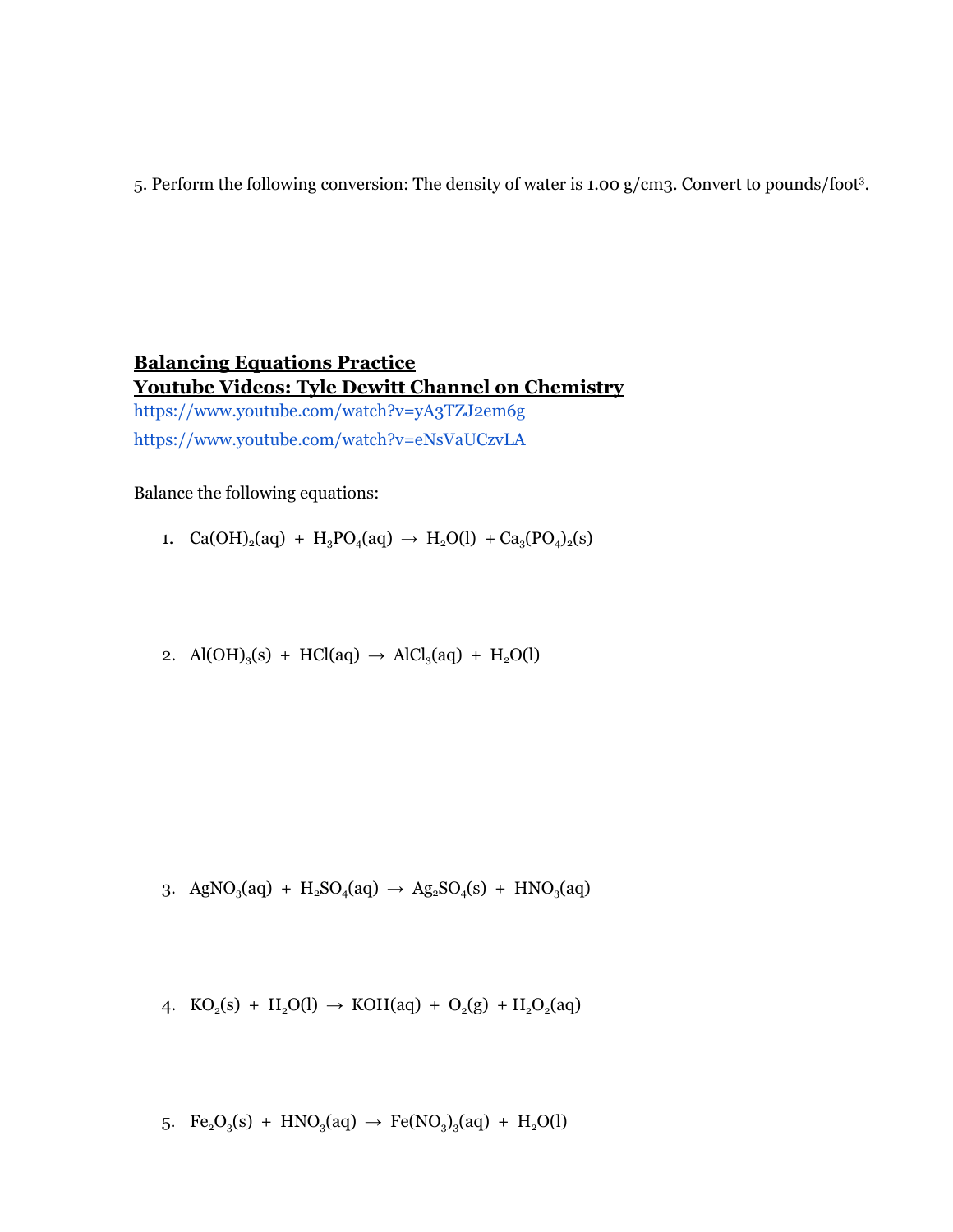5. Perform the following conversion: The density of water is 1.00 g/cm3. Convert to pounds/foot[3].

**Balancing Equations Practice**
**Youtube Videos: Tyle Dewitt Channel on Chemistry**

https://www.youtube.com/watch?v=yA3TZJ2em6g

https://www.youtube.com/watch?v=eNsVaUCzvLA

Balance the following equations:

1. $Ca(OH)_2(aq) + H_3PO_4(aq) \rightarrow H_2O(l) + Ca_3(PO_4)_2(s)$

2. $Al(OH)_3(s) + HCl(aq) \rightarrow AlCl_3(aq) + H_2O(l)$

3. $AgNO_3(aq) + H_2SO_4(aq) \rightarrow Ag_2SO_4(s) + HNO_3(aq)$

4. $KO_2(s) + H_2O(l) \rightarrow KOH(aq) + O_2(g) + H_2O_2(aq)$

5. $Fe_2O_3(s) + HNO_3(aq) \rightarrow Fe(NO_3)_3(aq) + H_2O(l)$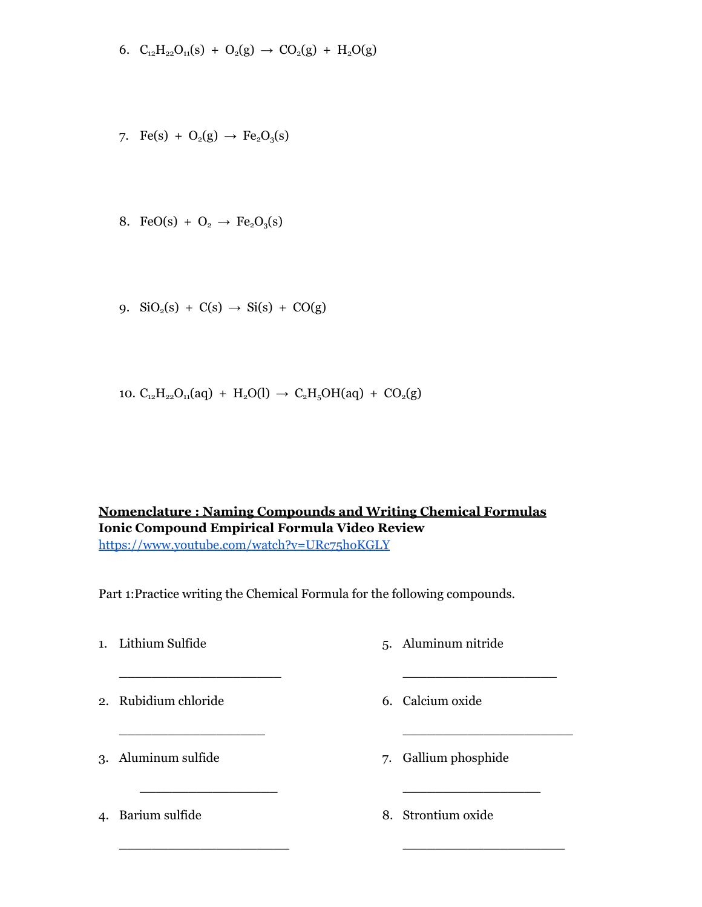6. $C_{12}H_{22}O_{11}(s) + O_2(g) \rightarrow CO_2(g) + H_2O(g)$

7. $Fe(s) + O_2(g) \rightarrow Fe_2O_3(s)$

8. $FeO(s) + O_2 \rightarrow Fe_2O_3(s)$

9. $SiO_2(s) + C(s) \rightarrow Si(s) + CO(g)$

10. $C_{12}H_{22}O_{11}(aq) + H_2O(l) \rightarrow C_2H_5OH(aq) + CO_2(g)$

**Nomenclature : Naming Compounds and Writing Chemical Formulas**
**Ionic Compound Empirical Formula Video Review**
https://www.youtube.com/watch?v=URc75hoKGLY

Part 1:Practice writing the Chemical Formula for the following compounds.

1. Lithium Sulfide

   ______________________

2. Rubidium chloride

   ____________________

3. Aluminum sulfide

   ___________________

4. Barium sulfide

   _______________________

5. Aluminum nitride

   _____________________

6. Calcium oxide

   _______________________

7. Gallium phosphide

   ___________________

8. Strontium oxide

   ______________________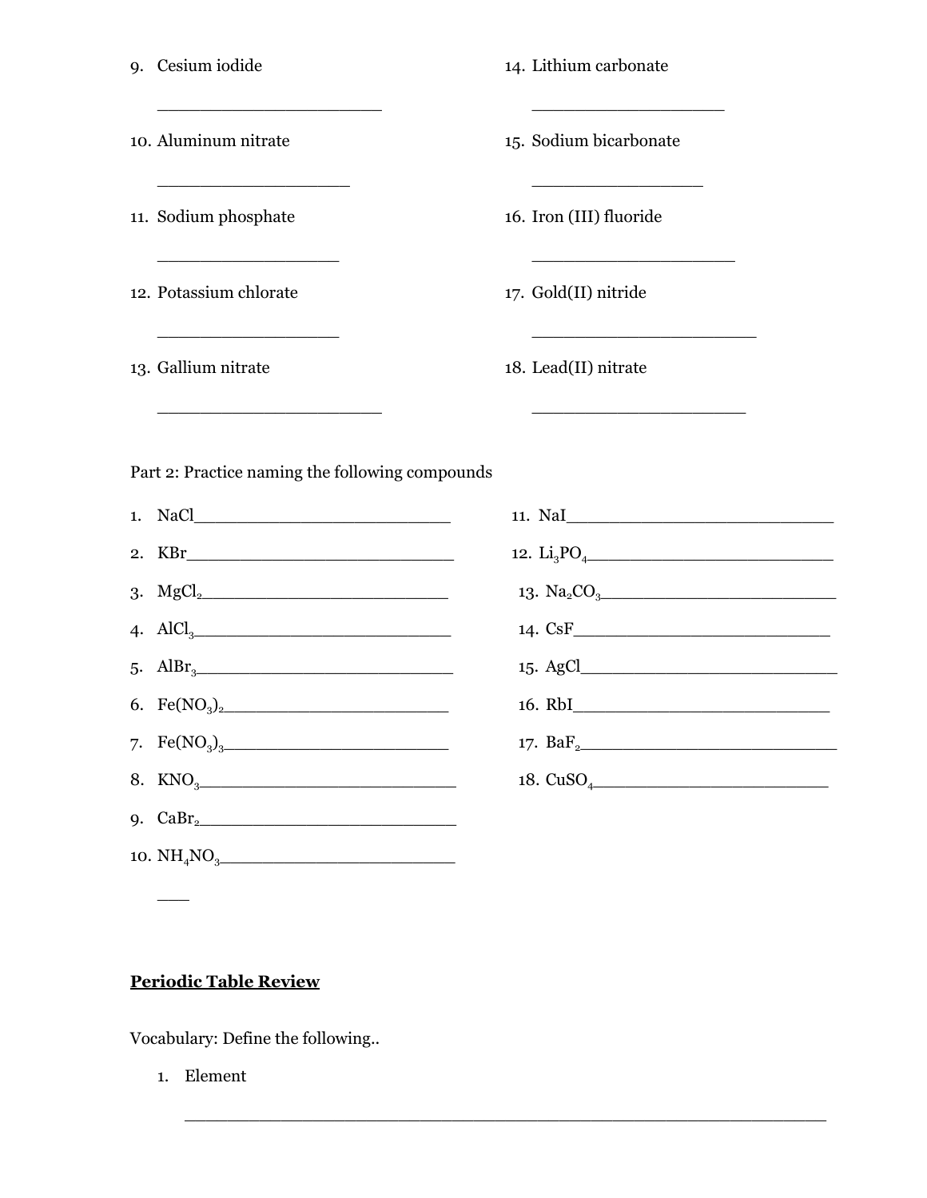9. Cesium iodide

    _______________________

10. Aluminum nitrate

    ____________________

11. Sodium phosphate

    ___________________

12. Potassium chlorate

    ___________________

13. Gallium nitrate

    _______________________

14. Lithium carbonate

    ____________________

15. Sodium bicarbonate

    __________________

16. Iron (III) fluoride

    _____________________

17. Gold(II) nitride

    _______________________

18. Lead(II) nitrate

    ______________________

Part 2: Practice naming the following compounds

1. $NaCl$ __________________________
2. $KBr$ ___________________________
3. $MgCl_2$ ________________________
4. $AlCl_3$ _________________________
5. $AlBr_3$ _________________________
6. $Fe(NO_3)_2$ _____________________
7. $Fe(NO_3)_3$ _____________________
8. $KNO_3$ _________________________
9. $CaBr_2$ _________________________
10. $NH_4NO_3$ _______________________

    ___

11. $NaI$ ___________________________
12. $Li_3PO_4$ _______________________
13. $Na_2CO_3$ _______________________
14. $CsF$ ___________________________
15. $AgCl$ __________________________
16. $RbI$ ___________________________
17. $BaF_2$ __________________________
18. $CuSO_4$ ________________________

**Periodic Table Review**

Vocabulary: Define the following..

1. Element

    ________________________________________________________________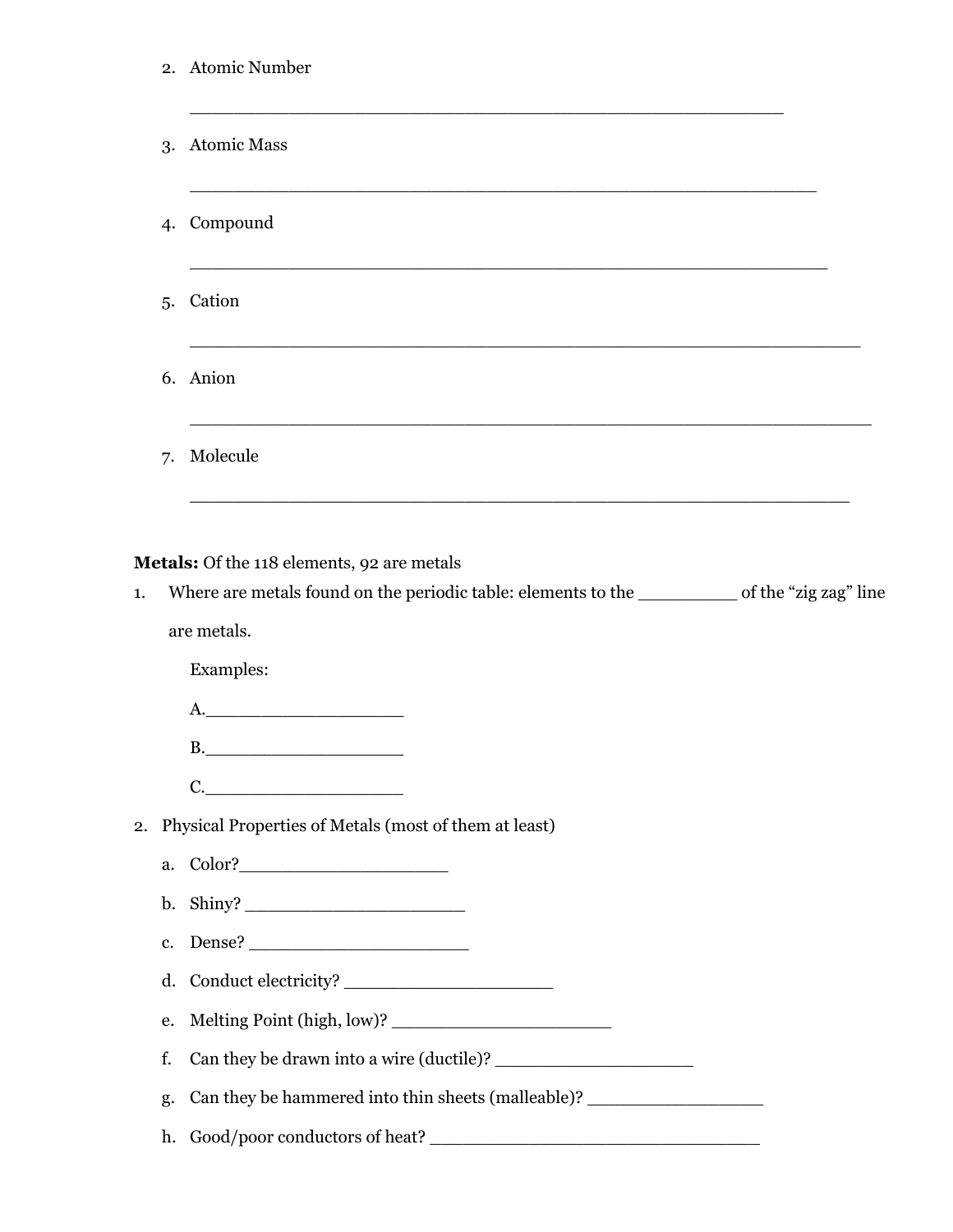2. Atomic Number

   ______________________________________________________

3. Atomic Mass

   ______________________________________________________

4. Compound

   ______________________________________________________

5. Cation

   ______________________________________________________

6. Anion

   ______________________________________________________

7. Molecule

   ______________________________________________________

**Metals:** Of the 118 elements, 92 are metals

1. Where are metals found on the periodic table: elements to the _________ of the "zig zag" line are metals.

   Examples:

   A.___________________

   B.___________________

   C.___________________

2. Physical Properties of Metals (most of them at least)

   a. Color?____________________

   b. Shiny? ____________________

   c. Dense? ____________________

   d. Conduct electricity? ____________________

   e. Melting Point (high, low)? ____________________

   f. Can they be drawn into a wire (ductile)? ____________________

   g. Can they be hammered into thin sheets (malleable)? _________________

   h. Good/poor conductors of heat? ______________________________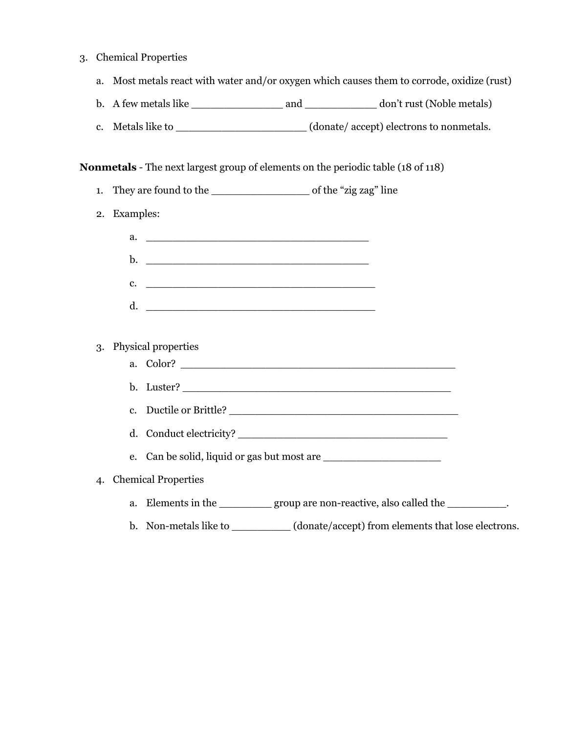3. Chemical Properties

   a. Most metals react with water and/or oxygen which causes them to corrode, oxidize (rust)

   b. A few metals like ______________ and ___________ don't rust (Noble metals)

   c. Metals like to ___________________ (donate/ accept) electrons to nonmetals.

**Nonmetals** - The next largest group of elements on the periodic table (18 of 118)

1. They are found to the _______________ of the "zig zag" line

2. Examples:

   a. ___________________________________

   b. ___________________________________

   c. ____________________________________

   d. ____________________________________

3. Physical properties

   a. Color? __________________________________________

   b. Luster? _________________________________________

   c. Ductile or Brittle? ____________________________________

   d. Conduct electricity? _________________________________

   e. Can be solid, liquid or gas but most are __________________

4. Chemical Properties

   a. Elements in the ________ group are non-reactive, also called the _________.

   b. Non-metals like to _________ (donate/accept) from elements that lose electrons.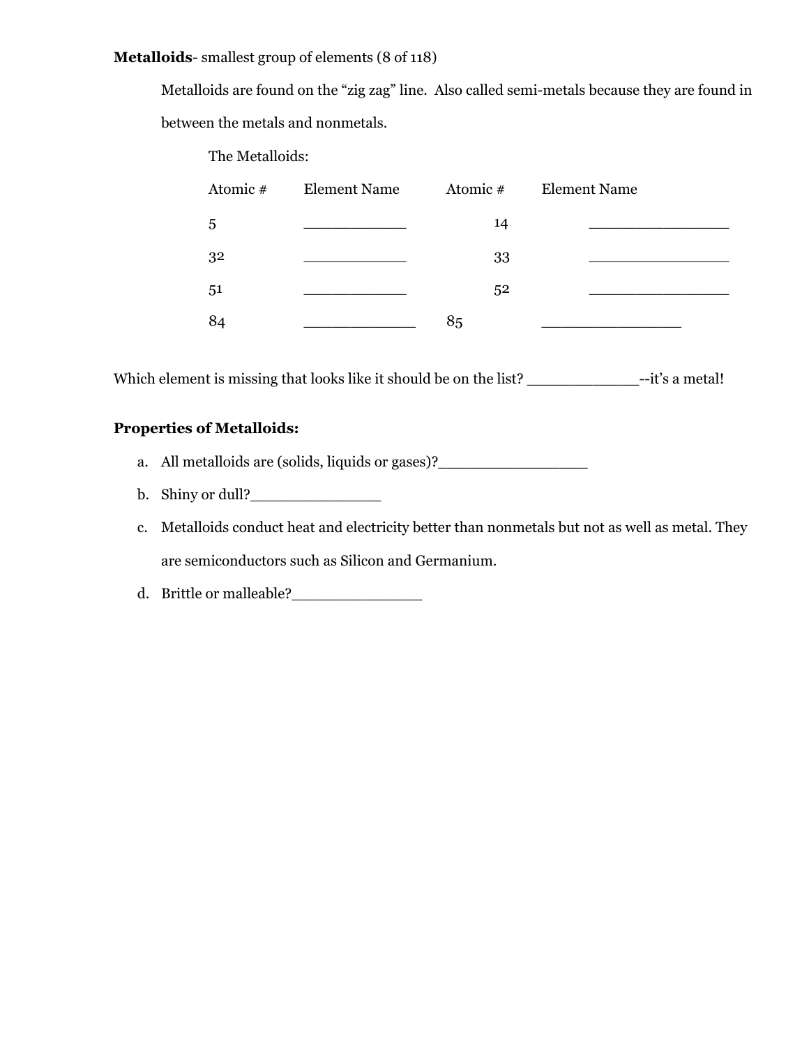**Metalloids**- smallest group of elements (8 of 118)

Metalloids are found on the "zig zag" line. Also called semi-metals because they are found in between the metals and nonmetals.

The Metalloids:

| Atomic # | Element Name | Atomic # | Element Name |
|---|---|---|---|
| 5 | ____________ | 14 | ________________ |
| 32 | ____________ | 33 | ________________ |
| 51 | ____________ | 52 | ________________ |
| 84 | _____________ | 85 | ________________ |

Which element is missing that looks like it should be on the list? _____________--it's a metal!

**Properties of Metalloids:**

a. All metalloids are (solids, liquids or gases)?_________________

b. Shiny or dull?_______________

c. Metalloids conduct heat and electricity better than nonmetals but not as well as metal. They are semiconductors such as Silicon and Germanium.

d. Brittle or malleable?_______________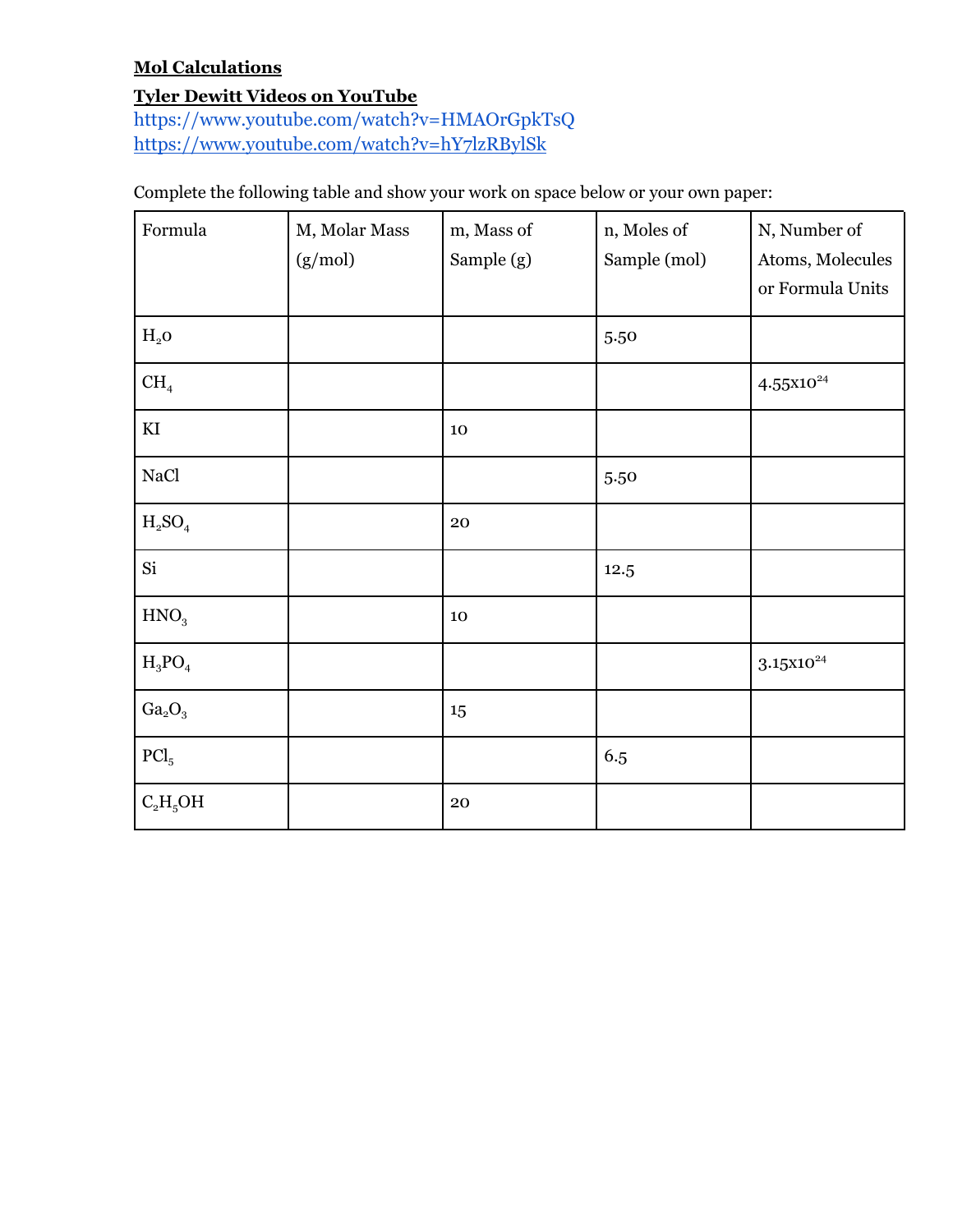**Mol Calculations**

**Tyler Dewitt Videos on YouTube**

https://www.youtube.com/watch?v=HMAOrGpkTsQ

https://www.youtube.com/watch?v=hY7lzRBylSk

Complete the following table and show your work on space below or your own paper:

| Formula | M, Molar Mass (g/mol) | m, Mass of Sample (g) | n, Moles of Sample (mol) | N, Number of Atoms, Molecules or Formula Units |
|---|---|---|---|---|
| $H_2O$ | | | 5.50 | |
| $CH_4$ | | | | $4.55 \times 10^{24}$ |
| KI | | 10 | | |
| NaCl | | | 5.50 | |
| $H_2SO_4$ | | 20 | | |
| Si | | | 12.5 | |
| $HNO_3$ | | 10 | | |
| $H_3PO_4$ | | | | $3.15 \times 10^{24}$ |
| $Ga_2O_3$ | | 15 | | |
| $PCl_5$ | | | 6.5 | |
| $C_2H_5OH$ | | 20 | | |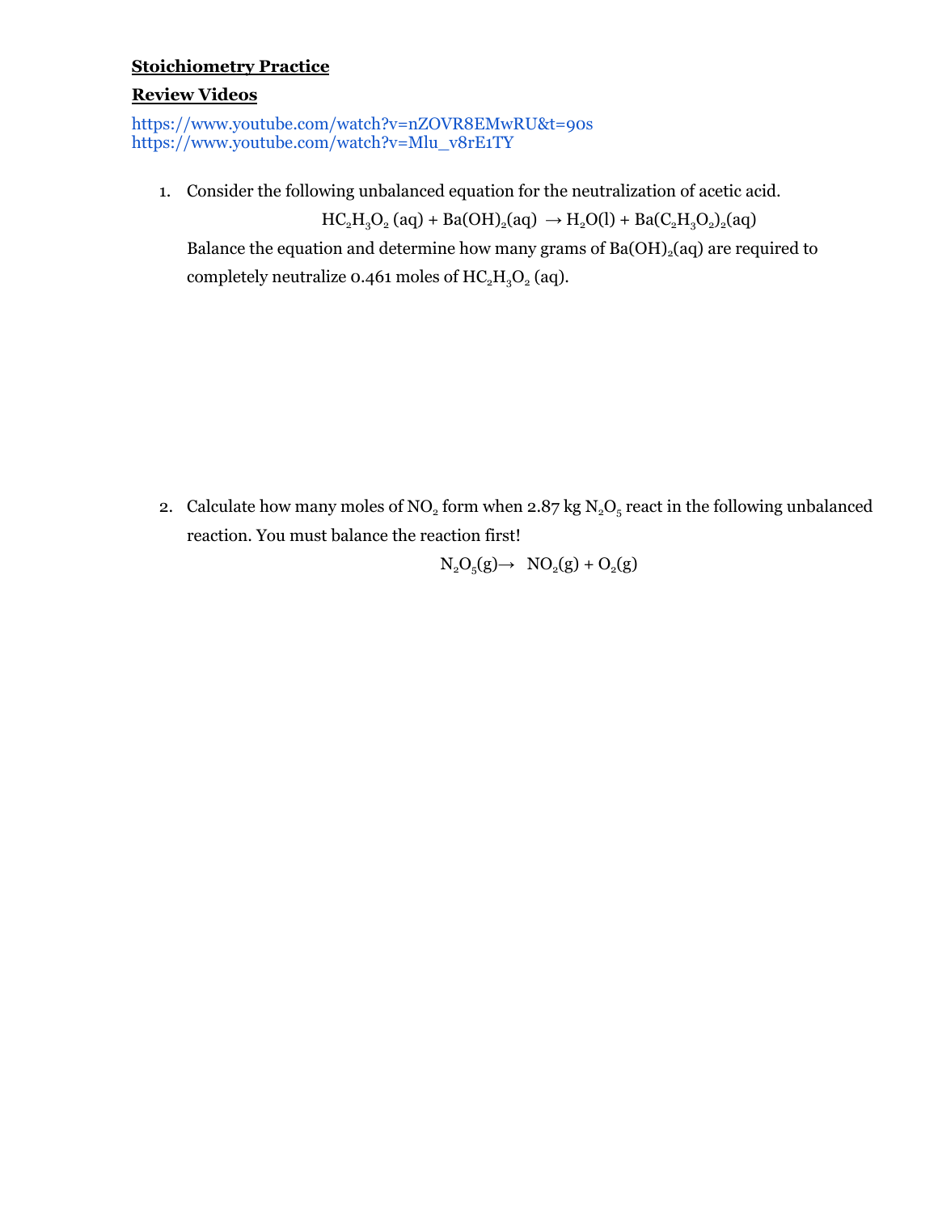**Stoichiometry Practice**

**Review Videos**

https://www.youtube.com/watch?v=nZOVR8EMwRU&t=90s
https://www.youtube.com/watch?v=Mlu_v8rE1TY

1. Consider the following unbalanced equation for the neutralization of acetic acid.

$$HC_2H_3O_2\ (aq) + Ba(OH)_2(aq) \rightarrow H_2O(l) + Ba(C_2H_3O_2)_2(aq)$$

   Balance the equation and determine how many grams of $Ba(OH)_2(aq)$ are required to completely neutralize 0.461 moles of $HC_2H_3O_2$ (aq).

2. Calculate how many moles of $NO_2$ form when 2.87 kg $N_2O_5$ react in the following unbalanced reaction. You must balance the reaction first!

$$N_2O_5(g) \rightarrow NO_2(g) + O_2(g)$$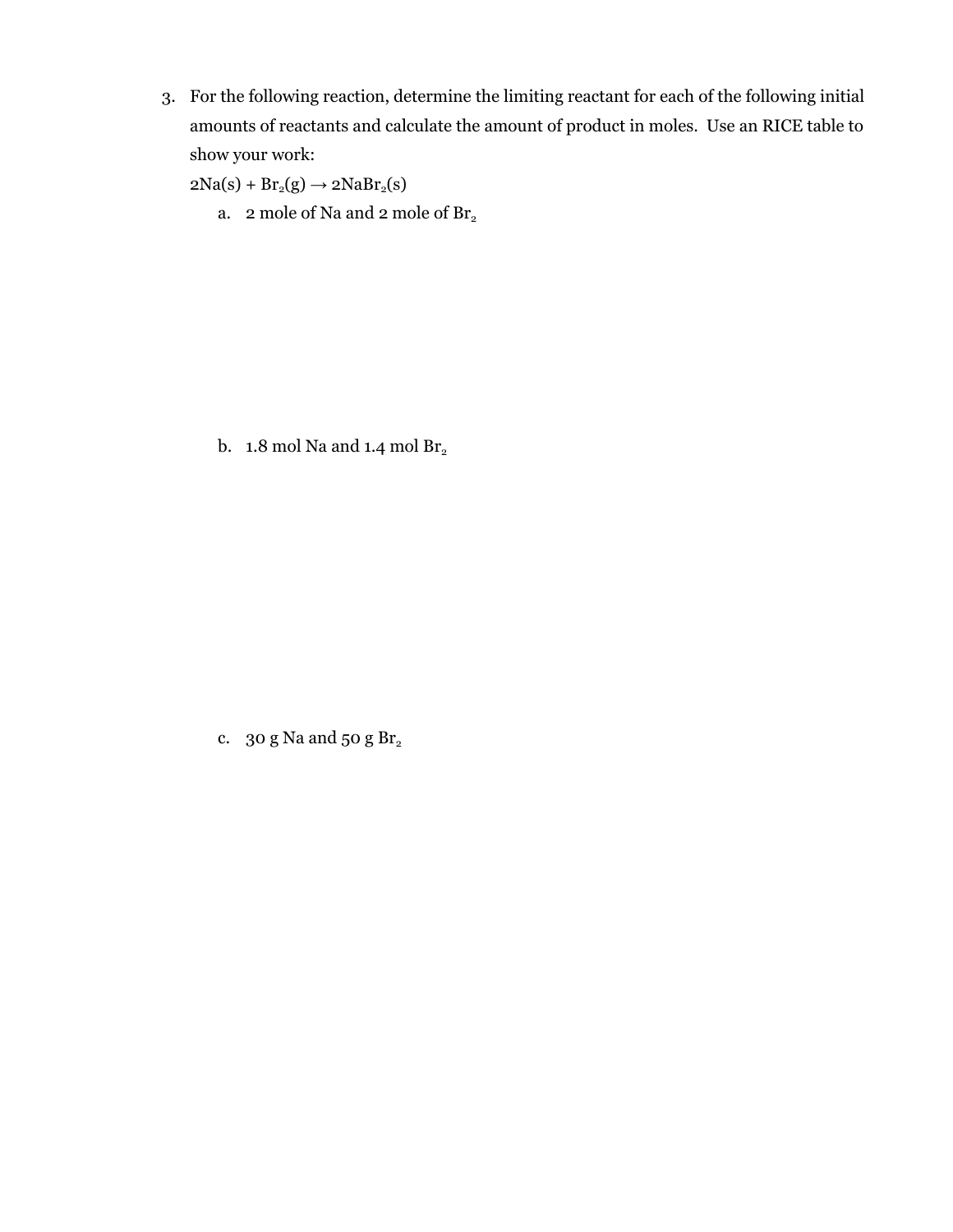3. For the following reaction, determine the limiting reactant for each of the following initial amounts of reactants and calculate the amount of product in moles. Use an RICE table to show your work:

   $2Na(s) + Br_2(g) \rightarrow 2NaBr_2(s)$

   a. 2 mole of Na and 2 mole of $Br_2$

   b. 1.8 mol Na and 1.4 mol $Br_2$

   c. 30 g Na and 50 g $Br_2$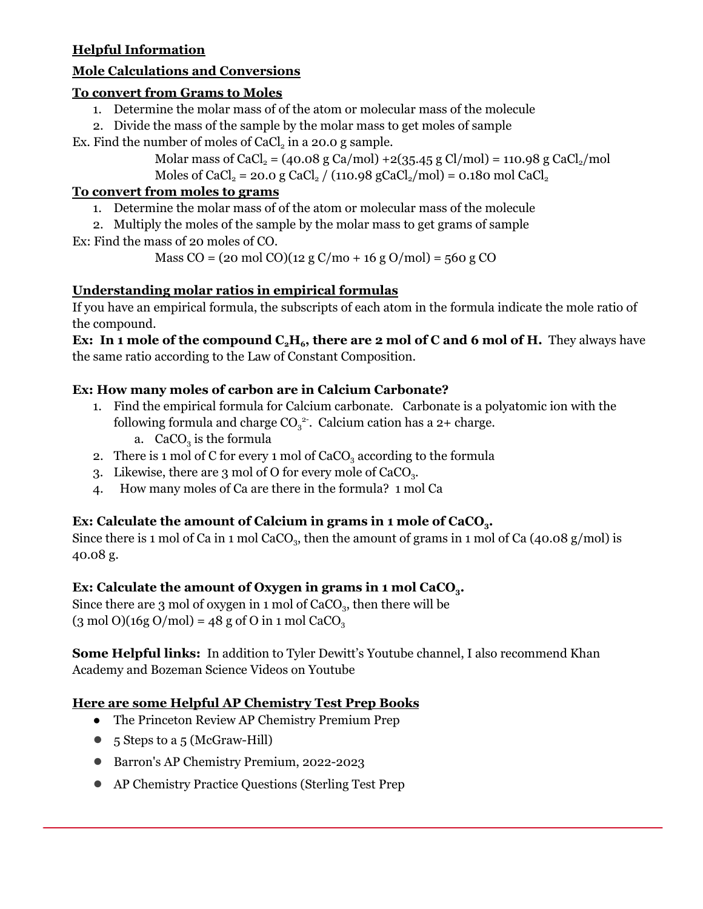## Helpful Information

### Mole Calculations and Conversions

### To convert from Grams to Moles

1. Determine the molar mass of of the atom or molecular mass of the molecule
2. Divide the mass of the sample by the molar mass to get moles of sample

Ex. Find the number of moles of $CaCl_2$ in a 20.0 g sample.

Molar mass of $CaCl_2$ = (40.08 g Ca/mol) +2(35.45 g Cl/mol) = 110.98 g $CaCl_2$/mol

Moles of $CaCl_2$ = 20.0 g $CaCl_2$ / (110.98 g$CaCl_2$/mol) = 0.180 mol $CaCl_2$

### To convert from moles to grams

1. Determine the molar mass of of the atom or molecular mass of the molecule
2. Multiply the moles of the sample by the molar mass to get grams of sample

Ex: Find the mass of 20 moles of CO.

Mass CO = (20 mol CO)(12 g C/mo + 16 g O/mol) = 560 g CO

### Understanding molar ratios in empirical formulas

If you have an empirical formula, the subscripts of each atom in the formula indicate the mole ratio of the compound.

**Ex: In 1 mole of the compound $C_2H_6$, there are 2 mol of C and 6 mol of H.** They always have the same ratio according to the Law of Constant Composition.

**Ex: How many moles of carbon are in Calcium Carbonate?**

1. Find the empirical formula for Calcium carbonate. Carbonate is a polyatomic ion with the following formula and charge $CO_3^{2-}$. Calcium cation has a 2+ charge.
   a. $CaCO_3$ is the formula
2. There is 1 mol of C for every 1 mol of $CaCO_3$ according to the formula
3. Likewise, there are 3 mol of O for every mole of $CaCO_3$.
4. How many moles of Ca are there in the formula? 1 mol Ca

**Ex: Calculate the amount of Calcium in grams in 1 mole of $CaCO_3$.**

Since there is 1 mol of Ca in 1 mol $CaCO_3$, then the amount of grams in 1 mol of Ca (40.08 g/mol) is 40.08 g.

**Ex: Calculate the amount of Oxygen in grams in 1 mol $CaCO_3$.**

Since there are 3 mol of oxygen in 1 mol of $CaCO_3$, then there will be (3 mol O)(16g O/mol) = 48 g of O in 1 mol $CaCO_3$

**Some Helpful links:** In addition to Tyler Dewitt's Youtube channel, I also recommend Khan Academy and Bozeman Science Videos on Youtube

### Here are some Helpful AP Chemistry Test Prep Books

- The Princeton Review AP Chemistry Premium Prep
- 5 Steps to a 5 (McGraw-Hill)
- Barron's AP Chemistry Premium, 2022-2023
- AP Chemistry Practice Questions (Sterling Test Prep